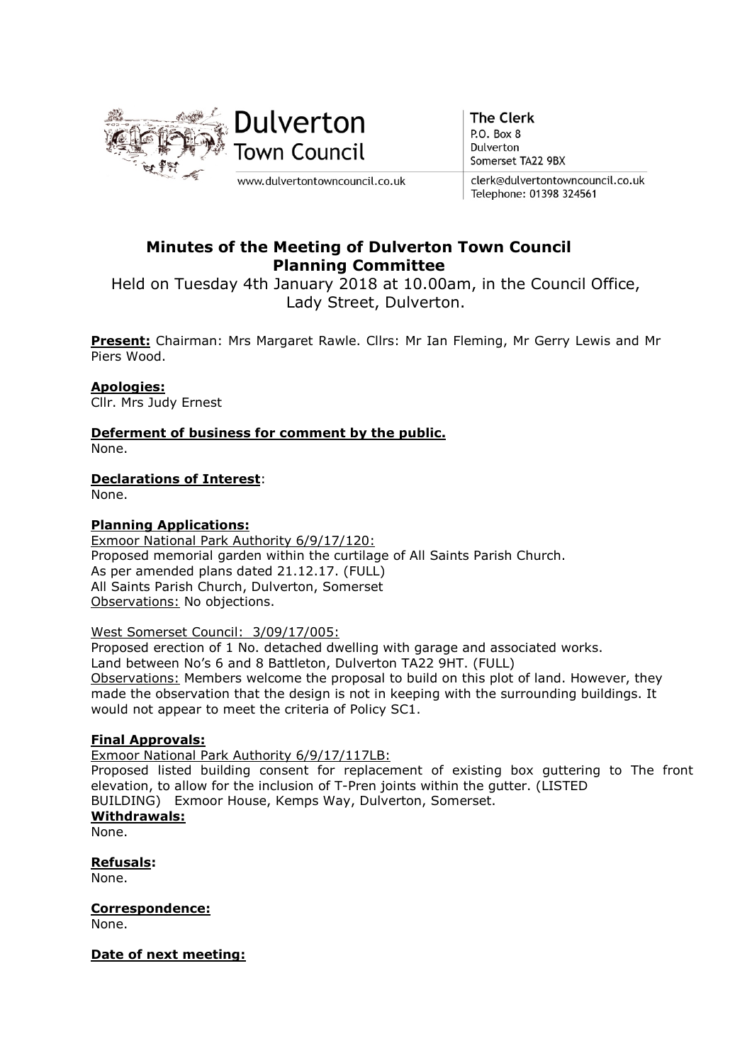Dulverton Town Council

www.dulvertontowncouncil.co.uk

**The Clerk**
P.O. Box 8
Dulverton
Somerset TA22 9BX

clerk@dulvertontowncouncil.co.uk
Telephone: 01398 324561

# Minutes of the Meeting of Dulverton Town Council Planning Committee

Held on Tuesday 4th January 2018 at 10.00am, in the Council Office, Lady Street, Dulverton.

**Present:** Chairman: Mrs Margaret Rawle. Cllrs: Mr Ian Fleming, Mr Gerry Lewis and Mr Piers Wood.

**Apologies:**
Cllr. Mrs Judy Ernest

**Deferment of business for comment by the public.**
None.

**Declarations of Interest**:
None.

**Planning Applications:**

Exmoor National Park Authority 6/9/17/120:
Proposed memorial garden within the curtilage of All Saints Parish Church.
As per amended plans dated 21.12.17. (FULL)
All Saints Parish Church, Dulverton, Somerset
Observations: No objections.

West Somerset Council: 3/09/17/005:
Proposed erection of 1 No. detached dwelling with garage and associated works.
Land between No's 6 and 8 Battleton, Dulverton TA22 9HT. (FULL)
Observations: Members welcome the proposal to build on this plot of land. However, they made the observation that the design is not in keeping with the surrounding buildings. It would not appear to meet the criteria of Policy SC1.

**Final Approvals:**

Exmoor National Park Authority 6/9/17/117LB:
Proposed listed building consent for replacement of existing box guttering to The front elevation, to allow for the inclusion of T-Pren joints within the gutter. (LISTED BUILDING) Exmoor House, Kemps Way, Dulverton, Somerset.

**Withdrawals:**
None.

**Refusals:**
None.

**Correspondence:**
None.

**Date of next meeting:**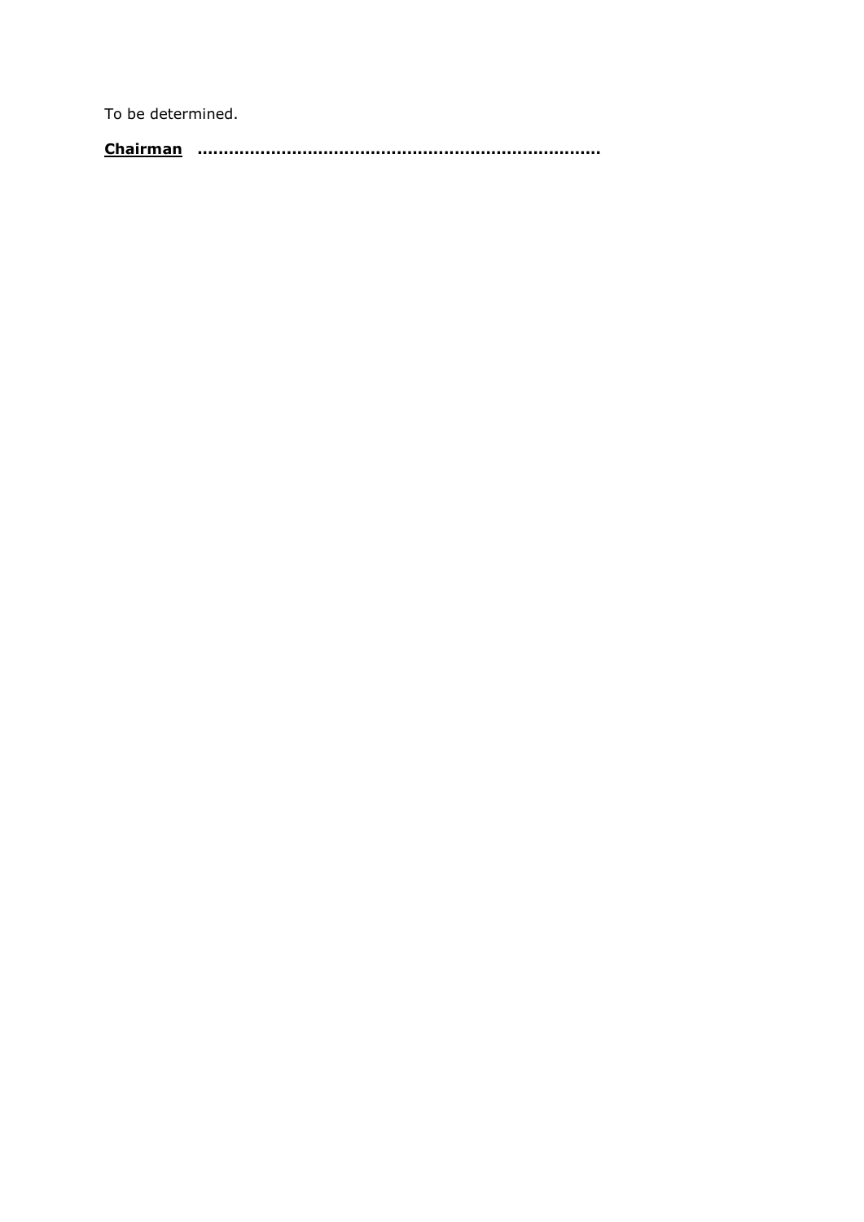To be determined.

**Chairman** ……………………………………………………………………